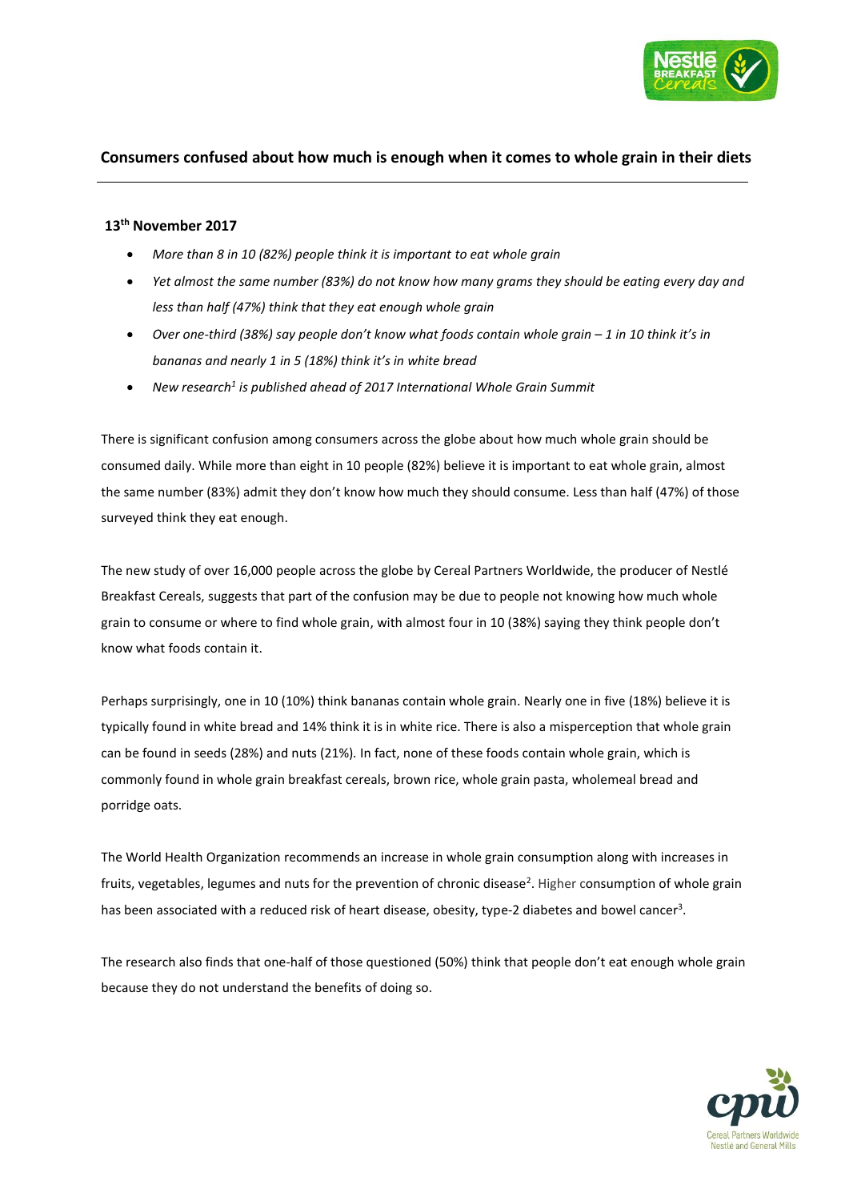## Consumers confused about how much is enough when it comes to whole grain in their diets

**13th November 2017**

- *More than 8 in 10 (82%) people think it is important to eat whole grain*
- *Yet almost the same number (83%) do not know how many grams they should be eating every day and less than half (47%) think that they eat enough whole grain*
- *Over one-third (38%) say people don't know what foods contain whole grain – 1 in 10 think it's in bananas and nearly 1 in 5 (18%) think it's in white bread*
- *New research[1] is published ahead of 2017 International Whole Grain Summit*

There is significant confusion among consumers across the globe about how much whole grain should be consumed daily. While more than eight in 10 people (82%) believe it is important to eat whole grain, almost the same number (83%) admit they don't know how much they should consume. Less than half (47%) of those surveyed think they eat enough.

The new study of over 16,000 people across the globe by Cereal Partners Worldwide, the producer of Nestlé Breakfast Cereals, suggests that part of the confusion may be due to people not knowing how much whole grain to consume or where to find whole grain, with almost four in 10 (38%) saying they think people don't know what foods contain it.

Perhaps surprisingly, one in 10 (10%) think bananas contain whole grain. Nearly one in five (18%) believe it is typically found in white bread and 14% think it is in white rice. There is also a misperception that whole grain can be found in seeds (28%) and nuts (21%). In fact, none of these foods contain whole grain, which is commonly found in whole grain breakfast cereals, brown rice, whole grain pasta, wholemeal bread and porridge oats.

The World Health Organization recommends an increase in whole grain consumption along with increases in fruits, vegetables, legumes and nuts for the prevention of chronic disease[2]. Higher consumption of whole grain has been associated with a reduced risk of heart disease, obesity, type-2 diabetes and bowel cancer[3].

The research also finds that one-half of those questioned (50%) think that people don't eat enough whole grain because they do not understand the benefits of doing so.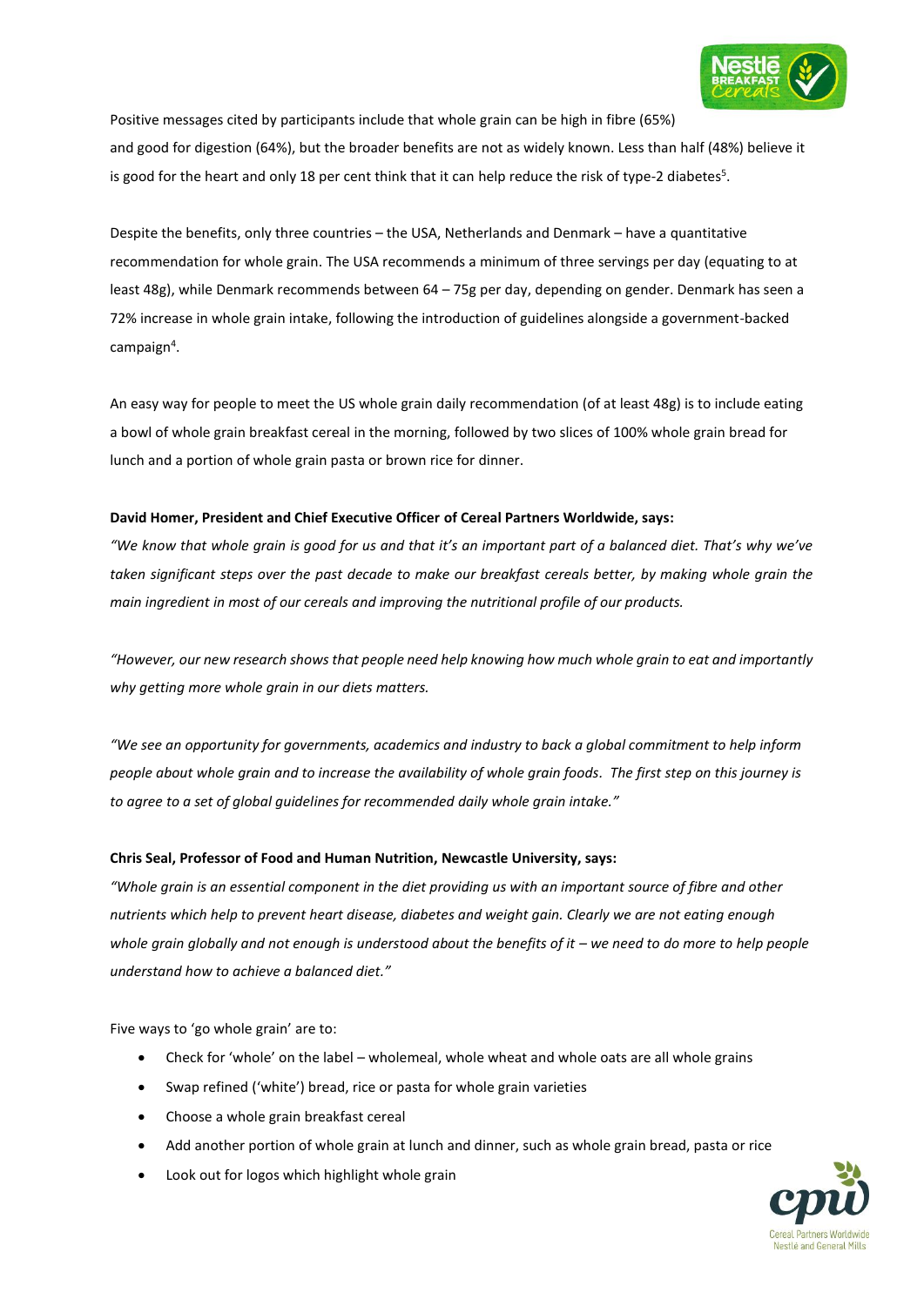Positive messages cited by participants include that whole grain can be high in fibre (65%) and good for digestion (64%), but the broader benefits are not as widely known. Less than half (48%) believe it is good for the heart and only 18 per cent think that it can help reduce the risk of type-2 diabetes[5].

Despite the benefits, only three countries – the USA, Netherlands and Denmark – have a quantitative recommendation for whole grain. The USA recommends a minimum of three servings per day (equating to at least 48g), while Denmark recommends between 64 – 75g per day, depending on gender. Denmark has seen a 72% increase in whole grain intake, following the introduction of guidelines alongside a government-backed campaign[4].

An easy way for people to meet the US whole grain daily recommendation (of at least 48g) is to include eating a bowl of whole grain breakfast cereal in the morning, followed by two slices of 100% whole grain bread for lunch and a portion of whole grain pasta or brown rice for dinner.

**David Homer, President and Chief Executive Officer of Cereal Partners Worldwide, says:**

*"We know that whole grain is good for us and that it's an important part of a balanced diet. That's why we've taken significant steps over the past decade to make our breakfast cereals better, by making whole grain the main ingredient in most of our cereals and improving the nutritional profile of our products.*

*"However, our new research shows that people need help knowing how much whole grain to eat and importantly why getting more whole grain in our diets matters.*

*"We see an opportunity for governments, academics and industry to back a global commitment to help inform people about whole grain and to increase the availability of whole grain foods. The first step on this journey is to agree to a set of global guidelines for recommended daily whole grain intake."*

**Chris Seal, Professor of Food and Human Nutrition, Newcastle University, says:**

*"Whole grain is an essential component in the diet providing us with an important source of fibre and other nutrients which help to prevent heart disease, diabetes and weight gain. Clearly we are not eating enough whole grain globally and not enough is understood about the benefits of it – we need to do more to help people understand how to achieve a balanced diet."*

Five ways to 'go whole grain' are to:

- Check for 'whole' on the label – wholemeal, whole wheat and whole oats are all whole grains
- Swap refined ('white') bread, rice or pasta for whole grain varieties
- Choose a whole grain breakfast cereal
- Add another portion of whole grain at lunch and dinner, such as whole grain bread, pasta or rice
- Look out for logos which highlight whole grain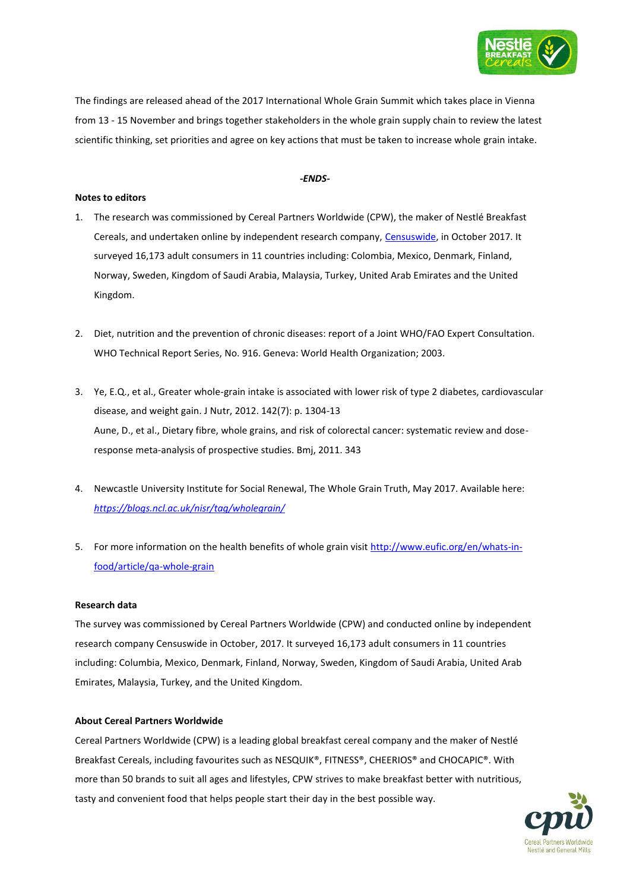The findings are released ahead of the 2017 International Whole Grain Summit which takes place in Vienna from 13 - 15 November and brings together stakeholders in the whole grain supply chain to review the latest scientific thinking, set priorities and agree on key actions that must be taken to increase whole grain intake.

***-ENDS-***

**Notes to editors**

1. The research was commissioned by Cereal Partners Worldwide (CPW), the maker of Nestlé Breakfast Cereals, and undertaken online by independent research company, Censuswide, in October 2017. It surveyed 16,173 adult consumers in 11 countries including: Colombia, Mexico, Denmark, Finland, Norway, Sweden, Kingdom of Saudi Arabia, Malaysia, Turkey, United Arab Emirates and the United Kingdom.

2. Diet, nutrition and the prevention of chronic diseases: report of a Joint WHO/FAO Expert Consultation. WHO Technical Report Series, No. 916. Geneva: World Health Organization; 2003.

3. Ye, E.Q., et al., Greater whole-grain intake is associated with lower risk of type 2 diabetes, cardiovascular disease, and weight gain. J Nutr, 2012. 142(7): p. 1304-13
   Aune, D., et al., Dietary fibre, whole grains, and risk of colorectal cancer: systematic review and dose-response meta-analysis of prospective studies. Bmj, 2011. 343

4. Newcastle University Institute for Social Renewal, The Whole Grain Truth, May 2017. Available here: *https://blogs.ncl.ac.uk/nisr/tag/wholegrain/*

5. For more information on the health benefits of whole grain visit http://www.eufic.org/en/whats-in-food/article/qa-whole-grain

**Research data**

The survey was commissioned by Cereal Partners Worldwide (CPW) and conducted online by independent research company Censuswide in October, 2017. It surveyed 16,173 adult consumers in 11 countries including: Columbia, Mexico, Denmark, Finland, Norway, Sweden, Kingdom of Saudi Arabia, United Arab Emirates, Malaysia, Turkey, and the United Kingdom.

**About Cereal Partners Worldwide**

Cereal Partners Worldwide (CPW) is a leading global breakfast cereal company and the maker of Nestlé Breakfast Cereals, including favourites such as NESQUIK®, FITNESS®, CHEERIOS® and CHOCAPIC®. With more than 50 brands to suit all ages and lifestyles, CPW strives to make breakfast better with nutritious, tasty and convenient food that helps people start their day in the best possible way.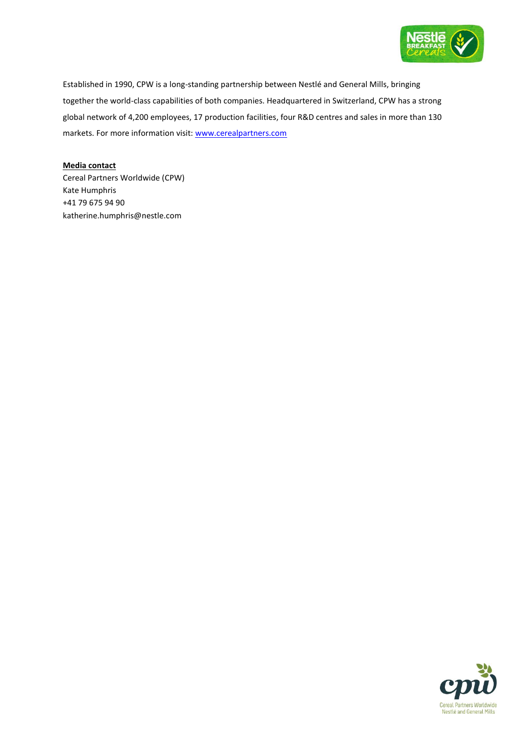Established in 1990, CPW is a long-standing partnership between Nestlé and General Mills, bringing together the world-class capabilities of both companies. Headquartered in Switzerland, CPW has a strong global network of 4,200 employees, 17 production facilities, four R&D centres and sales in more than 130 markets. For more information visit: www.cerealpartners.com

**Media contact**

Cereal Partners Worldwide (CPW)
Kate Humphris
+41 79 675 94 90
katherine.humphris@nestle.com